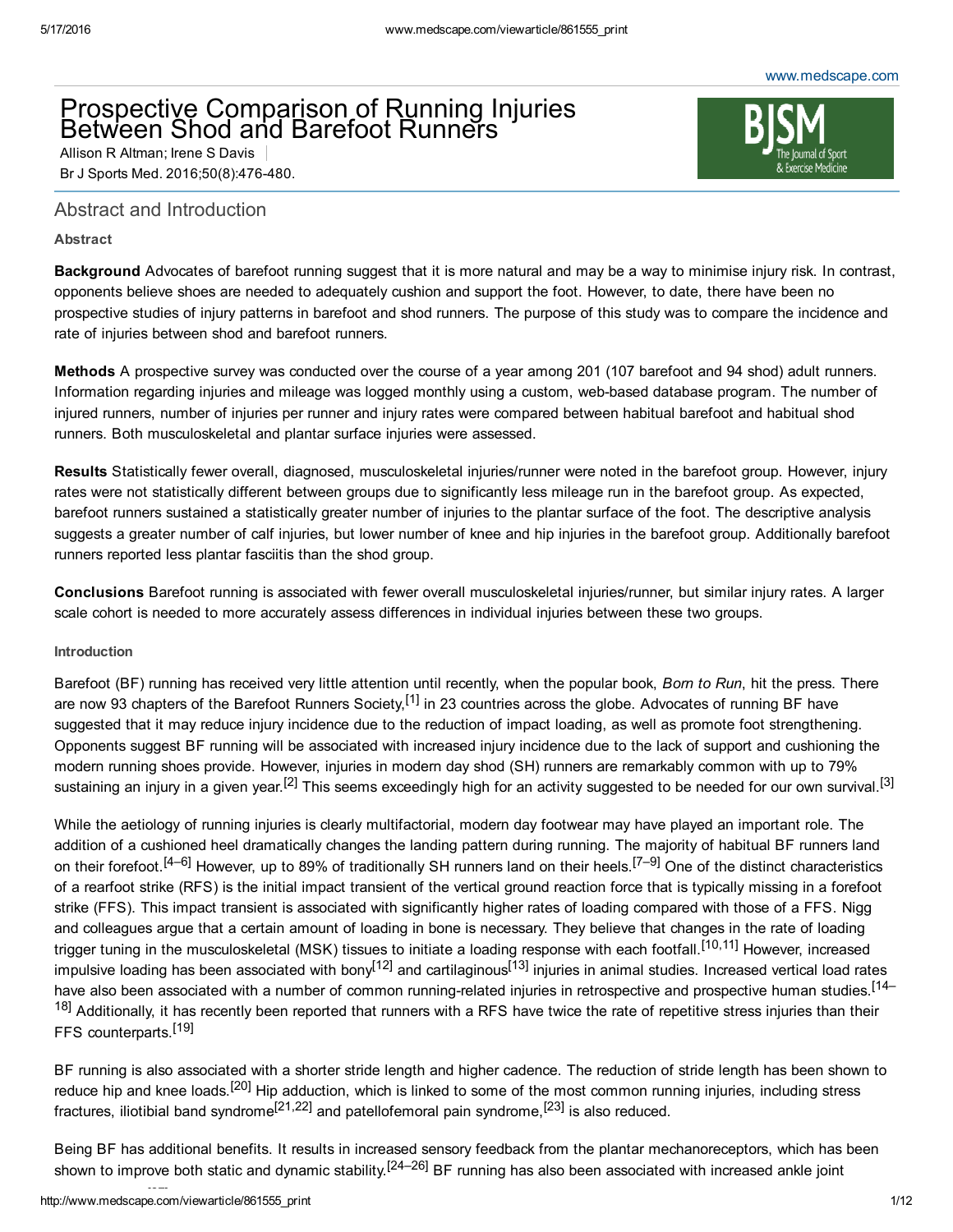# Prospective Comparison of Running Injuries Between Shod and Barefoot Runners

Allison R Altman; Irene S Davis

Br J Sports Med. 2016;50(8):476-480.

## Abstract and Introduction

### Abstract

**Background** Advocates of barefoot running suggest that it is more natural and may be a way to minimise injury risk. In contrast, opponents believe shoes are needed to adequately cushion and support the foot. However, to date, there have been no prospective studies of injury patterns in barefoot and shod runners. The purpose of this study was to compare the incidence and rate of injuries between shod and barefoot runners.

**Methods** A prospective survey was conducted over the course of a year among 201 (107 barefoot and 94 shod) adult runners. Information regarding injuries and mileage was logged monthly using a custom, web-based database program. The number of injured runners, number of injuries per runner and injury rates were compared between habitual barefoot and habitual shod runners. Both musculoskeletal and plantar surface injuries were assessed.

**Results** Statistically fewer overall, diagnosed, musculoskeletal injuries/runner were noted in the barefoot group. However, injury rates were not statistically different between groups due to significantly less mileage run in the barefoot group. As expected, barefoot runners sustained a statistically greater number of injuries to the plantar surface of the foot. The descriptive analysis suggests a greater number of calf injuries, but lower number of knee and hip injuries in the barefoot group. Additionally barefoot runners reported less plantar fasciitis than the shod group.

**Conclusions** Barefoot running is associated with fewer overall musculoskeletal injuries/runner, but similar injury rates. A larger scale cohort is needed to more accurately assess differences in individual injuries between these two groups.

### Introduction

Barefoot (BF) running has received very little attention until recently, when the popular book, *Born to Run*, hit the press. There are now 93 chapters of the Barefoot Runners Society,[1] in 23 countries across the globe. Advocates of running BF have suggested that it may reduce injury incidence due to the reduction of impact loading, as well as promote foot strengthening. Opponents suggest BF running will be associated with increased injury incidence due to the lack of support and cushioning the modern running shoes provide. However, injuries in modern day shod (SH) runners are remarkably common with up to 79% sustaining an injury in a given year.[2] This seems exceedingly high for an activity suggested to be needed for our own survival.[3]

While the aetiology of running injuries is clearly multifactorial, modern day footwear may have played an important role. The addition of a cushioned heel dramatically changes the landing pattern during running. The majority of habitual BF runners land on their forefoot.[4–6] However, up to 89% of traditionally SH runners land on their heels.[7–9] One of the distinct characteristics of a rearfoot strike (RFS) is the initial impact transient of the vertical ground reaction force that is typically missing in a forefoot strike (FFS). This impact transient is associated with significantly higher rates of loading compared with those of a FFS. Nigg and colleagues argue that a certain amount of loading in bone is necessary. They believe that changes in the rate of loading trigger tuning in the musculoskeletal (MSK) tissues to initiate a loading response with each footfall.[10,11] However, increased impulsive loading has been associated with bony[12] and cartilaginous[13] injuries in animal studies. Increased vertical load rates have also been associated with a number of common running-related injuries in retrospective and prospective human studies.[14–18] Additionally, it has recently been reported that runners with a RFS have twice the rate of repetitive stress injuries than their FFS counterparts.[19]

BF running is also associated with a shorter stride length and higher cadence. The reduction of stride length has been shown to reduce hip and knee loads.[20] Hip adduction, which is linked to some of the most common running injuries, including stress fractures, iliotibial band syndrome[21,22] and patellofemoral pain syndrome,[23] is also reduced.

Being BF has additional benefits. It results in increased sensory feedback from the plantar mechanoreceptors, which has been shown to improve both static and dynamic stability.[24–26] BF running has also been associated with increased ankle joint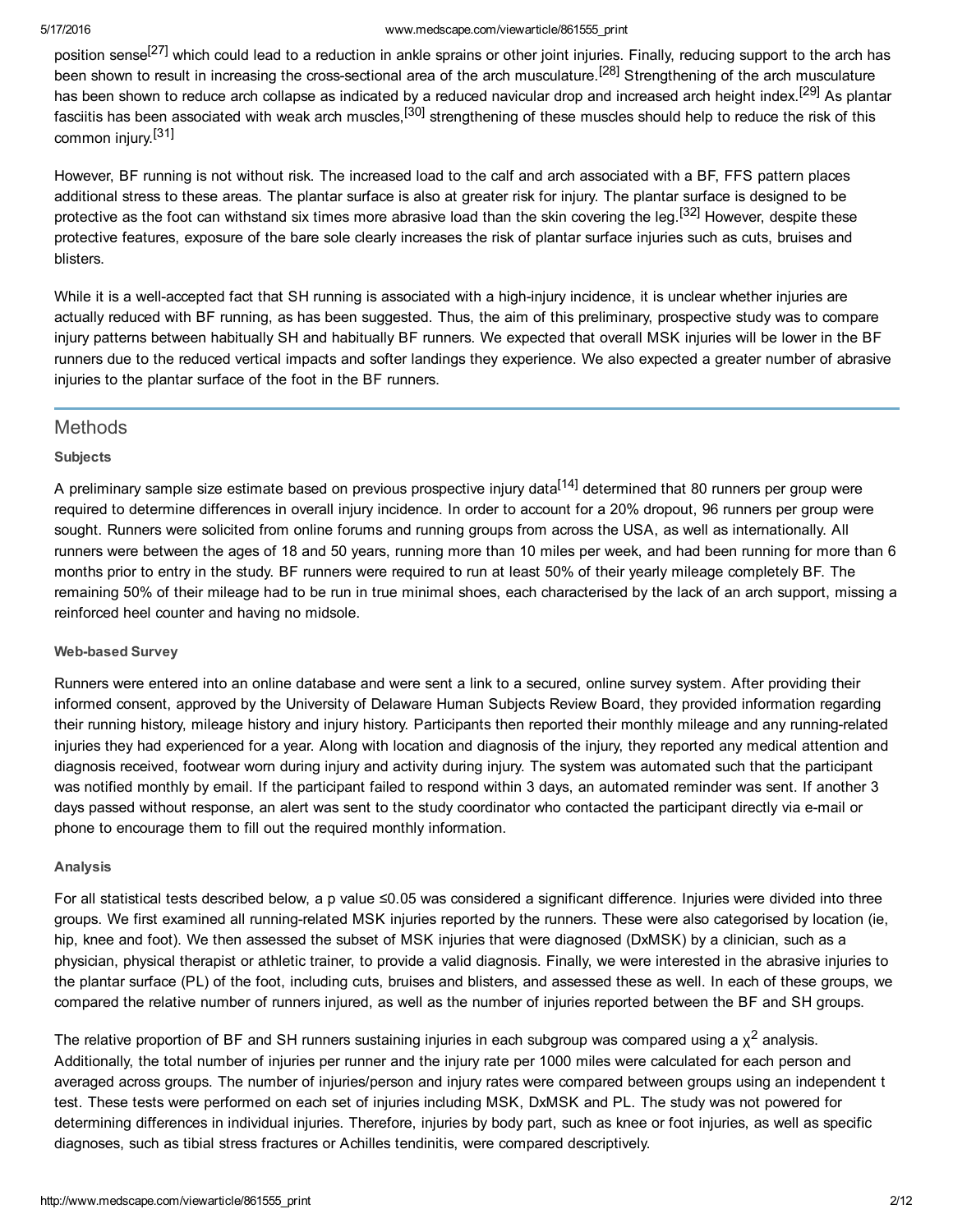position sense[27] which could lead to a reduction in ankle sprains or other joint injuries. Finally, reducing support to the arch has been shown to result in increasing the cross-sectional area of the arch musculature.[28] Strengthening of the arch musculature has been shown to reduce arch collapse as indicated by a reduced navicular drop and increased arch height index.[29] As plantar fasciitis has been associated with weak arch muscles,[30] strengthening of these muscles should help to reduce the risk of this common injury.[31]

However, BF running is not without risk. The increased load to the calf and arch associated with a BF, FFS pattern places additional stress to these areas. The plantar surface is also at greater risk for injury. The plantar surface is designed to be protective as the foot can withstand six times more abrasive load than the skin covering the leg.[32] However, despite these protective features, exposure of the bare sole clearly increases the risk of plantar surface injuries such as cuts, bruises and blisters.

While it is a well-accepted fact that SH running is associated with a high-injury incidence, it is unclear whether injuries are actually reduced with BF running, as has been suggested. Thus, the aim of this preliminary, prospective study was to compare injury patterns between habitually SH and habitually BF runners. We expected that overall MSK injuries will be lower in the BF runners due to the reduced vertical impacts and softer landings they experience. We also expected a greater number of abrasive injuries to the plantar surface of the foot in the BF runners.

## Methods

### Subjects

A preliminary sample size estimate based on previous prospective injury data[14] determined that 80 runners per group were required to determine differences in overall injury incidence. In order to account for a 20% dropout, 96 runners per group were sought. Runners were solicited from online forums and running groups from across the USA, as well as internationally. All runners were between the ages of 18 and 50 years, running more than 10 miles per week, and had been running for more than 6 months prior to entry in the study. BF runners were required to run at least 50% of their yearly mileage completely BF. The remaining 50% of their mileage had to be run in true minimal shoes, each characterised by the lack of an arch support, missing a reinforced heel counter and having no midsole.

### Web-based Survey

Runners were entered into an online database and were sent a link to a secured, online survey system. After providing their informed consent, approved by the University of Delaware Human Subjects Review Board, they provided information regarding their running history, mileage history and injury history. Participants then reported their monthly mileage and any running-related injuries they had experienced for a year. Along with location and diagnosis of the injury, they reported any medical attention and diagnosis received, footwear worn during injury and activity during injury. The system was automated such that the participant was notified monthly by email. If the participant failed to respond within 3 days, an automated reminder was sent. If another 3 days passed without response, an alert was sent to the study coordinator who contacted the participant directly via e-mail or phone to encourage them to fill out the required monthly information.

### Analysis

For all statistical tests described below, a p value $\leq 0.05$ was considered a significant difference. Injuries were divided into three groups. We first examined all running-related MSK injuries reported by the runners. These were also categorised by location (ie, hip, knee and foot). We then assessed the subset of MSK injuries that were diagnosed (DxMSK) by a clinician, such as a physician, physical therapist or athletic trainer, to provide a valid diagnosis. Finally, we were interested in the abrasive injuries to the plantar surface (PL) of the foot, including cuts, bruises and blisters, and assessed these as well. In each of these groups, we compared the relative number of runners injured, as well as the number of injuries reported between the BF and SH groups.

The relative proportion of BF and SH runners sustaining injuries in each subgroup was compared using a $\chi^2$ analysis. Additionally, the total number of injuries per runner and the injury rate per 1000 miles were calculated for each person and averaged across groups. The number of injuries/person and injury rates were compared between groups using an independent t test. These tests were performed on each set of injuries including MSK, DxMSK and PL. The study was not powered for determining differences in individual injuries. Therefore, injuries by body part, such as knee or foot injuries, as well as specific diagnoses, such as tibial stress fractures or Achilles tendinitis, were compared descriptively.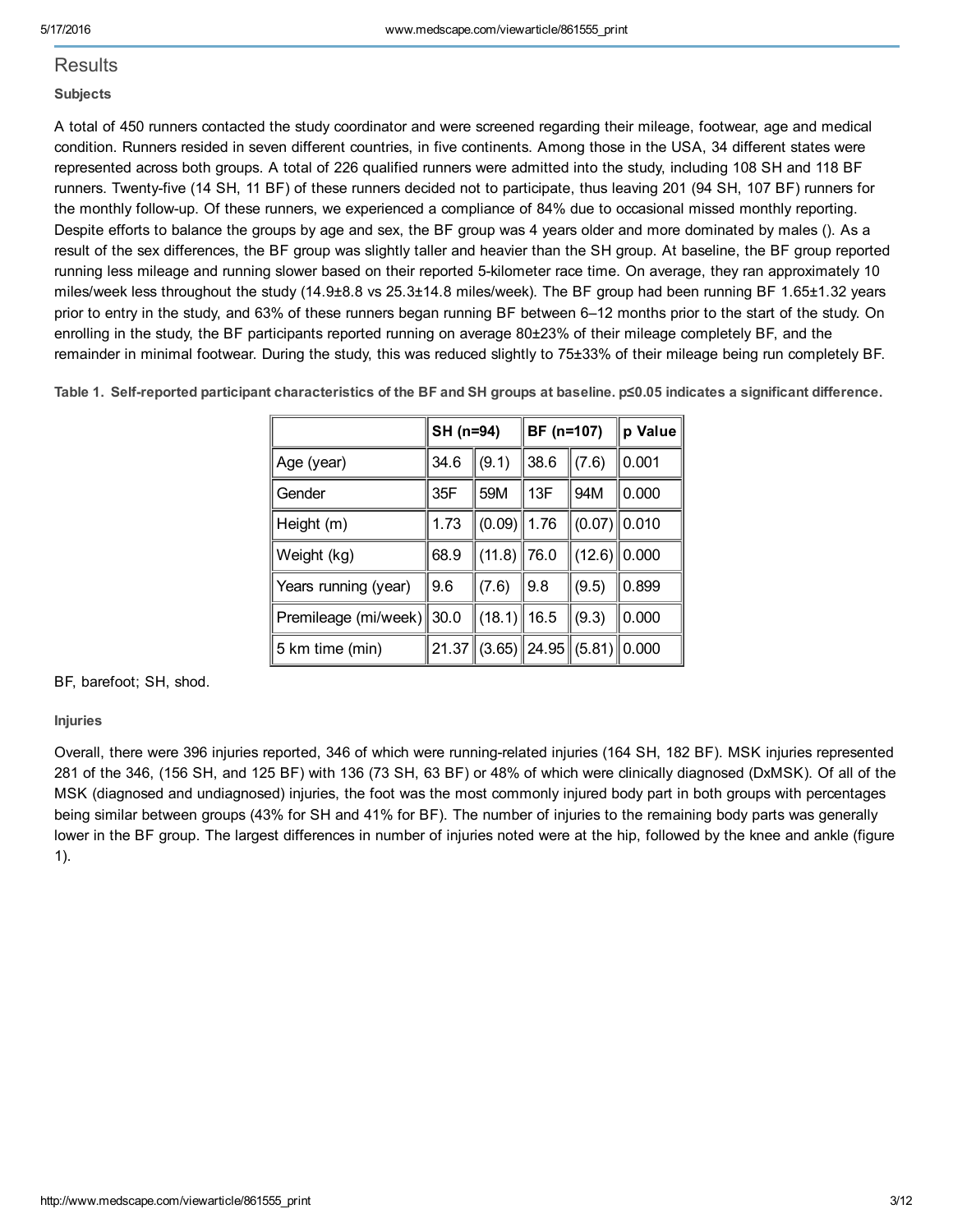## Results

### Subjects

A total of 450 runners contacted the study coordinator and were screened regarding their mileage, footwear, age and medical condition. Runners resided in seven different countries, in five continents. Among those in the USA, 34 different states were represented across both groups. A total of 226 qualified runners were admitted into the study, including 108 SH and 118 BF runners. Twenty-five (14 SH, 11 BF) of these runners decided not to participate, thus leaving 201 (94 SH, 107 BF) runners for the monthly follow-up. Of these runners, we experienced a compliance of 84% due to occasional missed monthly reporting. Despite efforts to balance the groups by age and sex, the BF group was 4 years older and more dominated by males (). As a result of the sex differences, the BF group was slightly taller and heavier than the SH group. At baseline, the BF group reported running less mileage and running slower based on their reported 5-kilometer race time. On average, they ran approximately 10 miles/week less throughout the study (14.9±8.8 vs 25.3±14.8 miles/week). The BF group had been running BF 1.65±1.32 years prior to entry in the study, and 63% of these runners began running BF between 6–12 months prior to the start of the study. On enrolling in the study, the BF participants reported running on average 80±23% of their mileage completely BF, and the remainder in minimal footwear. During the study, this was reduced slightly to 75±33% of their mileage being run completely BF.

**Table 1. Self-reported participant characteristics of the BF and SH groups at baseline. p≤0.05 indicates a significant difference.**

| | SH (n=94) | | BF (n=107) | | p Value |
|---|---|---|---|---|---|
| Age (year) | 34.6 | (9.1) | 38.6 | (7.6) | 0.001 |
| Gender | 35F | 59M | 13F | 94M | 0.000 |
| Height (m) | 1.73 | (0.09) | 1.76 | (0.07) | 0.010 |
| Weight (kg) | 68.9 | (11.8) | 76.0 | (12.6) | 0.000 |
| Years running (year) | 9.6 | (7.6) | 9.8 | (9.5) | 0.899 |
| Premileage (mi/week) | 30.0 | (18.1) | 16.5 | (9.3) | 0.000 |
| 5 km time (min) | 21.37 | (3.65) | 24.95 | (5.81) | 0.000 |

BF, barefoot; SH, shod.

### Injuries

Overall, there were 396 injuries reported, 346 of which were running-related injuries (164 SH, 182 BF). MSK injuries represented 281 of the 346, (156 SH, and 125 BF) with 136 (73 SH, 63 BF) or 48% of which were clinically diagnosed (DxMSK). Of all of the MSK (diagnosed and undiagnosed) injuries, the foot was the most commonly injured body part in both groups with percentages being similar between groups (43% for SH and 41% for BF). The number of injuries to the remaining body parts was generally lower in the BF group. The largest differences in number of injuries noted were at the hip, followed by the knee and ankle (figure 1).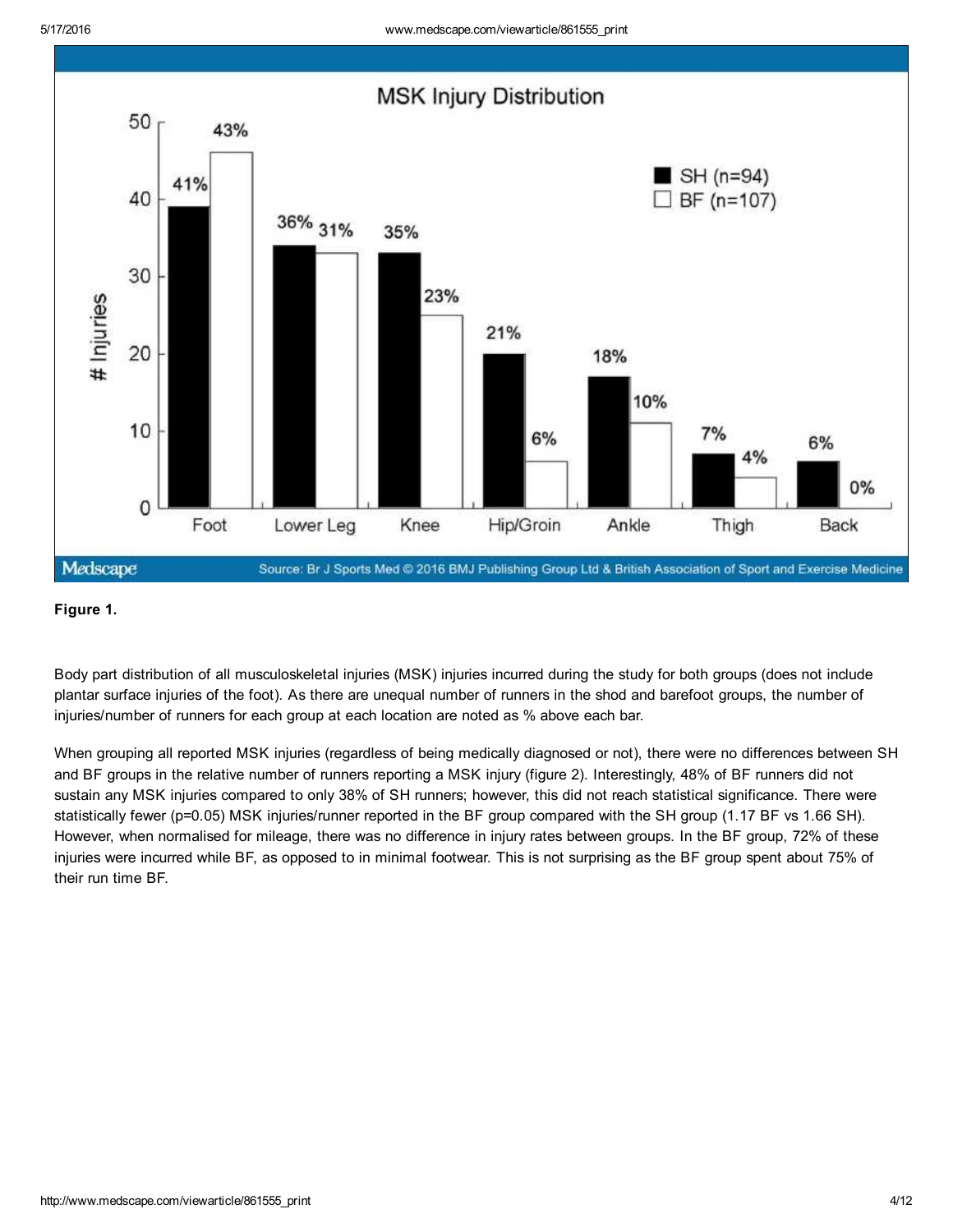MSK Injury Distribution

SH (n=94)
BF (n=107)

# Injuries

50
40
30
20
10
0

Foot: 41% 43%
Lower Leg: 36% 31%
Knee: 35% 23%
Hip/Groin: 21% 6%
Ankle: 18% 10%
Thigh: 7% 4%
Back: 6% 0%

Medscape

Source: Br J Sports Med © 2016 BMJ Publishing Group Ltd & British Association of Sport and Exercise Medicine

**Figure 1.**

Body part distribution of all musculoskeletal injuries (MSK) injuries incurred during the study for both groups (does not include plantar surface injuries of the foot). As there are unequal number of runners in the shod and barefoot groups, the number of injuries/number of runners for each group at each location are noted as % above each bar.

When grouping all reported MSK injuries (regardless of being medically diagnosed or not), there were no differences between SH and BF groups in the relative number of runners reporting a MSK injury (figure 2). Interestingly, 48% of BF runners did not sustain any MSK injuries compared to only 38% of SH runners; however, this did not reach statistical significance. There were statistically fewer ($p=0.05$) MSK injuries/runner reported in the BF group compared with the SH group (1.17 BF vs 1.66 SH). However, when normalised for mileage, there was no difference in injury rates between groups. In the BF group, 72% of these injuries were incurred while BF, as opposed to in minimal footwear. This is not surprising as the BF group spent about 75% of their run time BF.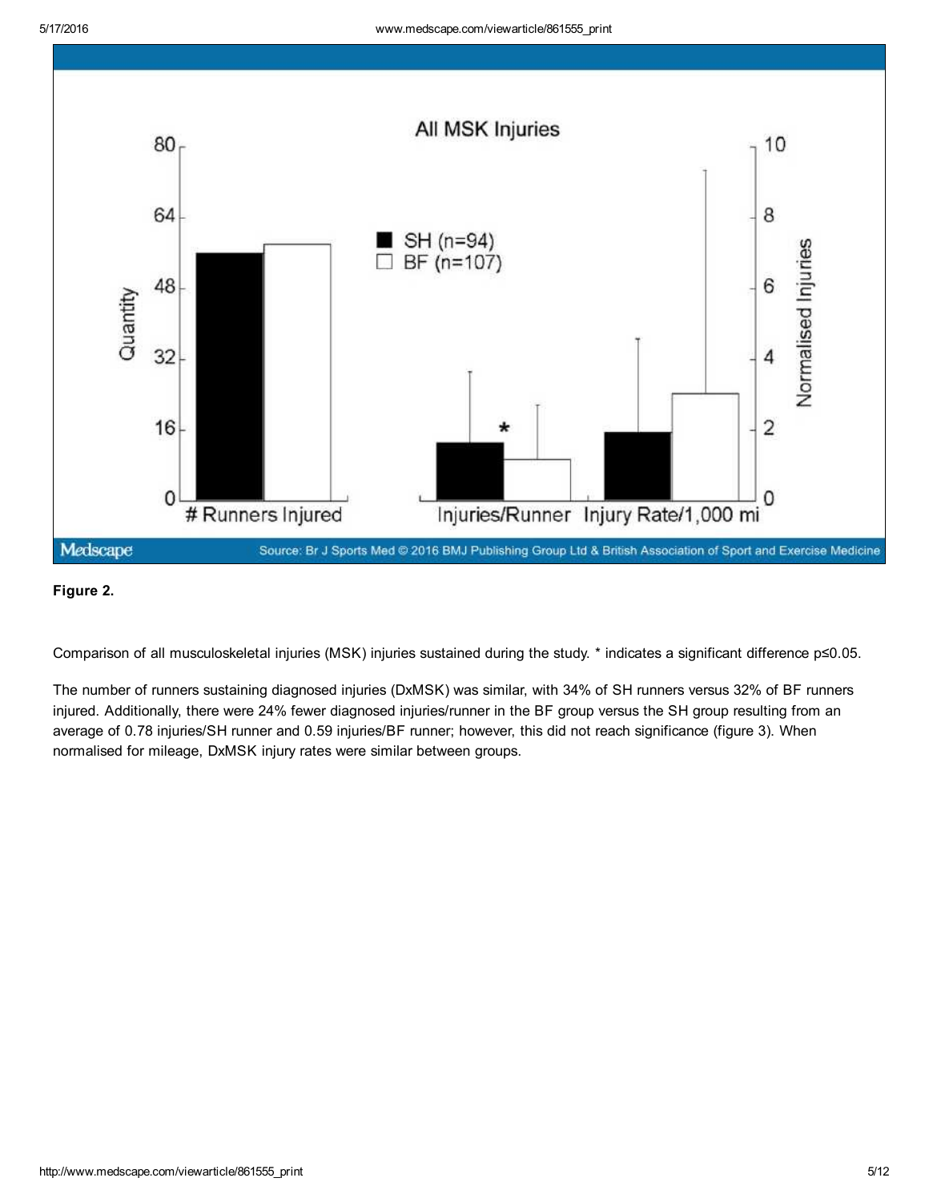All MSK Injuries

80
64
48
32
16
0

Quantity

SH (n=94)
BF (n=107)

10
8
6
4
2
0

Normalised Injuries

*

# Runners Injured
Injuries/Runner
Injury Rate/1,000 mi

Medscape
Source: Br J Sports Med © 2016 BMJ Publishing Group Ltd & British Association of Sport and Exercise Medicine

**Figure 2.**

Comparison of all musculoskeletal injuries (MSK) injuries sustained during the study. * indicates a significant difference $p \leq 0.05$.

The number of runners sustaining diagnosed injuries (DxMSK) was similar, with 34% of SH runners versus 32% of BF runners injured. Additionally, there were 24% fewer diagnosed injuries/runner in the BF group versus the SH group resulting from an average of 0.78 injuries/SH runner and 0.59 injuries/BF runner; however, this did not reach significance (figure 3). When normalised for mileage, DxMSK injury rates were similar between groups.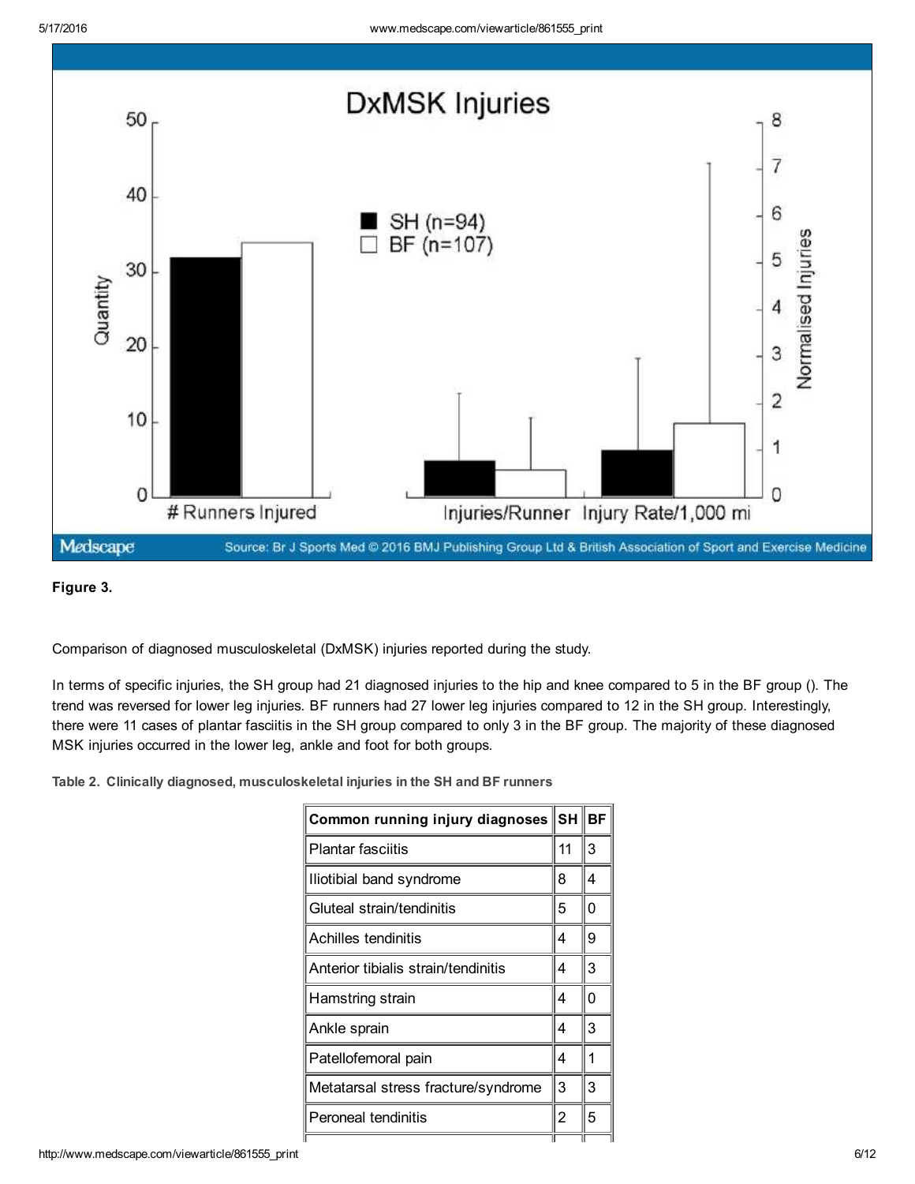DxMSK Injuries

Quantity

Normalised Injuries

SH (n=94)

BF (n=107)

50

40

30

20

10

0

8

7

6

5

4

3

2

1

0

# Runners Injured

Injuries/Runner

Injury Rate/1,000 mi

Medscape

Source: Br J Sports Med © 2016 BMJ Publishing Group Ltd & British Association of Sport and Exercise Medicine

**Figure 3.**

Comparison of diagnosed musculoskeletal (DxMSK) injuries reported during the study.

In terms of specific injuries, the SH group had 21 diagnosed injuries to the hip and knee compared to 5 in the BF group (). The trend was reversed for lower leg injuries. BF runners had 27 lower leg injuries compared to 12 in the SH group. Interestingly, there were 11 cases of plantar fasciitis in the SH group compared to only 3 in the BF group. The majority of these diagnosed MSK injuries occurred in the lower leg, ankle and foot for both groups.

**Table 2. Clinically diagnosed, musculoskeletal injuries in the SH and BF runners**

| Common running injury diagnoses | SH | BF |
|---|---|---|
| Plantar fasciitis | 11 | 3 |
| Iliotibial band syndrome | 8 | 4 |
| Gluteal strain/tendinitis | 5 | 0 |
| Achilles tendinitis | 4 | 9 |
| Anterior tibialis strain/tendinitis | 4 | 3 |
| Hamstring strain | 4 | 0 |
| Ankle sprain | 4 | 3 |
| Patellofemoral pain | 4 | 1 |
| Metatarsal stress fracture/syndrome | 3 | 3 |
| Peroneal tendinitis | 2 | 5 |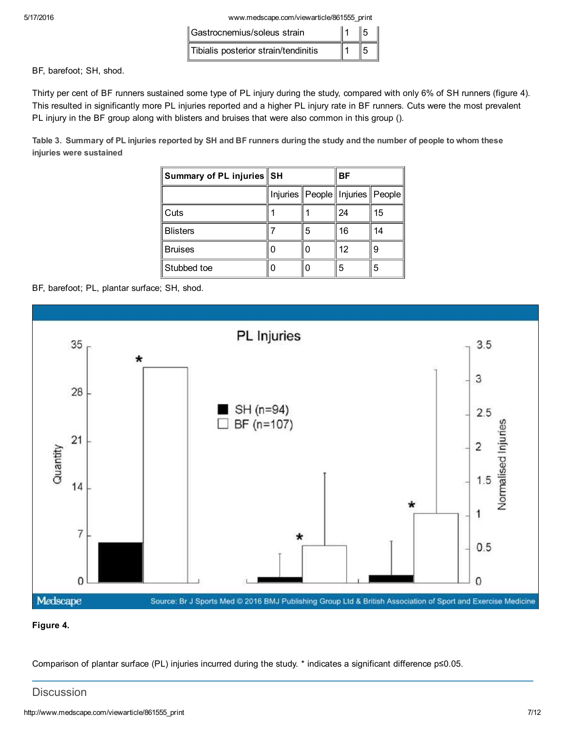| | | |
|---|---|---|
| Gastrocnemius/soleus strain | 1 | 5 |
| Tibialis posterior strain/tendinitis | 1 | 5 |

BF, barefoot; SH, shod.

Thirty per cent of BF runners sustained some type of PL injury during the study, compared with only 6% of SH runners (figure 4). This resulted in significantly more PL injuries reported and a higher PL injury rate in BF runners. Cuts were the most prevalent PL injury in the BF group along with blisters and bruises that were also common in this group ().

**Table 3. Summary of PL injuries reported by SH and BF runners during the study and the number of people to whom these injuries were sustained**

| Summary of PL injuries | SH | | BF | |
|---|---|---|---|---|
| | Injuries | People | Injuries | People |
| Cuts | 1 | 1 | 24 | 15 |
| Blisters | 7 | 5 | 16 | 14 |
| Bruises | 0 | 0 | 12 | 9 |
| Stubbed toe | 0 | 0 | 5 | 5 |

BF, barefoot; PL, plantar surface; SH, shod.

PL Injuries

SH (n=94)
BF (n=107)

Quantity

Normalised Injuries

35
28
21
14
7
0

3.5
3
2.5
2
1.5
1
0.5
0

*

Medscape

Source: Br J Sports Med © 2016 BMJ Publishing Group Ltd & British Association of Sport and Exercise Medicine

**Figure 4.**

Comparison of plantar surface (PL) injuries incurred during the study. * indicates a significant difference p≤0.05.

## Discussion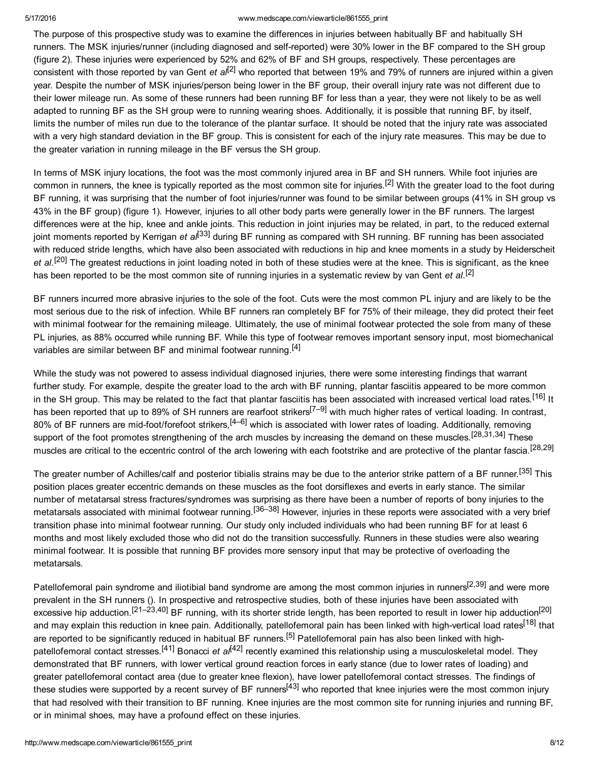The purpose of this prospective study was to examine the differences in injuries between habitually BF and habitually SH runners. The MSK injuries/runner (including diagnosed and self-reported) were 30% lower in the BF compared to the SH group (figure 2). These injuries were experienced by 52% and 62% of BF and SH groups, respectively. These percentages are consistent with those reported by van Gent *et al*[2] who reported that between 19% and 79% of runners are injured within a given year. Despite the number of MSK injuries/person being lower in the BF group, their overall injury rate was not different due to their lower mileage run. As some of these runners had been running BF for less than a year, they were not likely to be as well adapted to running BF as the SH group were to running wearing shoes. Additionally, it is possible that running BF, by itself, limits the number of miles run due to the tolerance of the plantar surface. It should be noted that the injury rate was associated with a very high standard deviation in the BF group. This is consistent for each of the injury rate measures. This may be due to the greater variation in running mileage in the BF versus the SH group.

In terms of MSK injury locations, the foot was the most commonly injured area in BF and SH runners. While foot injuries are common in runners, the knee is typically reported as the most common site for injuries.[2] With the greater load to the foot during BF running, it was surprising that the number of foot injuries/runner was found to be similar between groups (41% in SH group vs 43% in the BF group) (figure 1). However, injuries to all other body parts were generally lower in the BF runners. The largest differences were at the hip, knee and ankle joints. This reduction in joint injuries may be related, in part, to the reduced external joint moments reported by Kerrigan *et al*[33] during BF running as compared with SH running. BF running has been associated with reduced stride lengths, which have also been associated with reductions in hip and knee moments in a study by Heiderscheit *et al*.[20] The greatest reductions in joint loading noted in both of these studies were at the knee. This is significant, as the knee has been reported to be the most common site of running injuries in a systematic review by van Gent *et al*.[2]

BF runners incurred more abrasive injuries to the sole of the foot. Cuts were the most common PL injury and are likely to be the most serious due to the risk of infection. While BF runners ran completely BF for 75% of their mileage, they did protect their feet with minimal footwear for the remaining mileage. Ultimately, the use of minimal footwear protected the sole from many of these PL injuries, as 88% occurred while running BF. While this type of footwear removes important sensory input, most biomechanical variables are similar between BF and minimal footwear running.[4]

While the study was not powered to assess individual diagnosed injuries, there were some interesting findings that warrant further study. For example, despite the greater load to the arch with BF running, plantar fasciitis appeared to be more common in the SH group. This may be related to the fact that plantar fasciitis has been associated with increased vertical load rates.[16] It has been reported that up to 89% of SH runners are rearfoot strikers[7–9] with much higher rates of vertical loading. In contrast, 80% of BF runners are mid-foot/forefoot strikers,[4–6] which is associated with lower rates of loading. Additionally, removing support of the foot promotes strengthening of the arch muscles by increasing the demand on these muscles.[28,31,34] These muscles are critical to the eccentric control of the arch lowering with each footstrike and are protective of the plantar fascia.[28,29]

The greater number of Achilles/calf and posterior tibialis strains may be due to the anterior strike pattern of a BF runner.[35] This position places greater eccentric demands on these muscles as the foot dorsiflexes and everts in early stance. The similar number of metatarsal stress fractures/syndromes was surprising as there have been a number of reports of bony injuries to the metatarsals associated with minimal footwear running.[36–38] However, injuries in these reports were associated with a very brief transition phase into minimal footwear running. Our study only included individuals who had been running BF for at least 6 months and most likely excluded those who did not do the transition successfully. Runners in these studies were also wearing minimal footwear. It is possible that running BF provides more sensory input that may be protective of overloading the metatarsals.

Patellofemoral pain syndrome and iliotibial band syndrome are among the most common injuries in runners[2,39] and were more prevalent in the SH runners (). In prospective and retrospective studies, both of these injuries have been associated with excessive hip adduction.[21–23,40] BF running, with its shorter stride length, has been reported to result in lower hip adduction[20] and may explain this reduction in knee pain. Additionally, patellofemoral pain has been linked with high-vertical load rates[18] that are reported to be significantly reduced in habitual BF runners.[5] Patellofemoral pain has also been linked with high-patellofemoral contact stresses.[41] Bonacci *et al*[42] recently examined this relationship using a musculoskeletal model. They demonstrated that BF runners, with lower vertical ground reaction forces in early stance (due to lower rates of loading) and greater patellofemoral contact area (due to greater knee flexion), have lower patellofemoral contact stresses. The findings of these studies were supported by a recent survey of BF runners[43] who reported that knee injuries were the most common injury that had resolved with their transition to BF running. Knee injuries are the most common site for running injuries and running BF, or in minimal shoes, may have a profound effect on these injuries.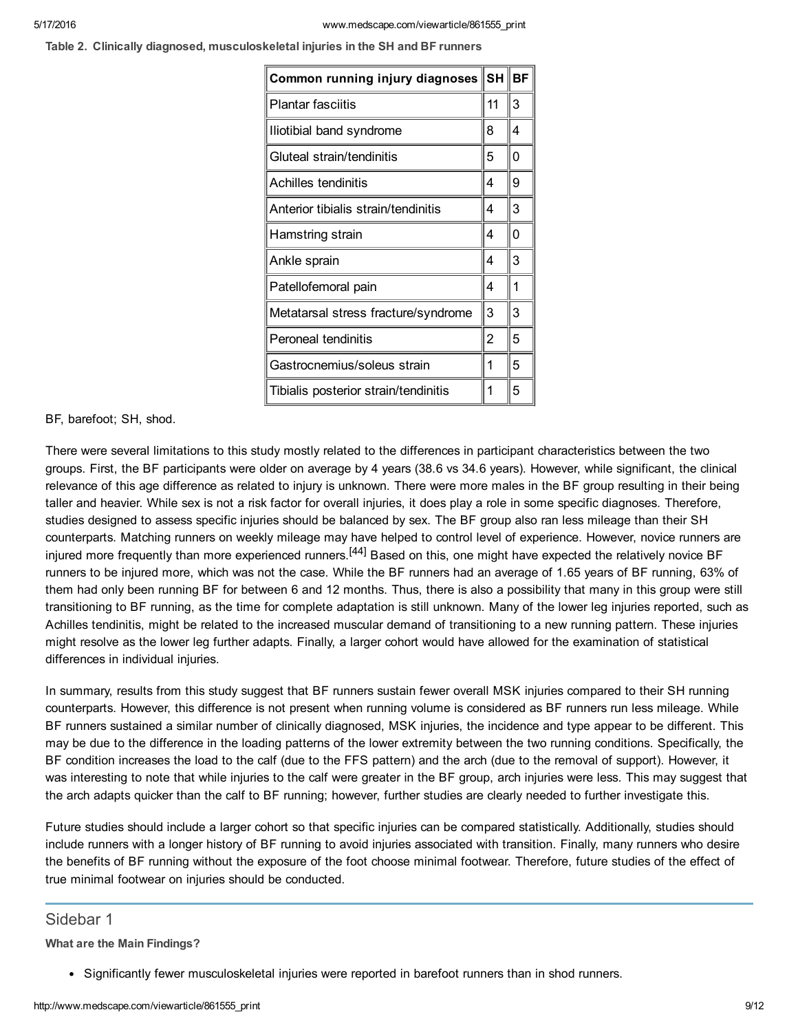**Table 2. Clinically diagnosed, musculoskeletal injuries in the SH and BF runners**

| Common running injury diagnoses | SH | BF |
|---|---|---|
| Plantar fasciitis | 11 | 3 |
| Iliotibial band syndrome | 8 | 4 |
| Gluteal strain/tendinitis | 5 | 0 |
| Achilles tendinitis | 4 | 9 |
| Anterior tibialis strain/tendinitis | 4 | 3 |
| Hamstring strain | 4 | 0 |
| Ankle sprain | 4 | 3 |
| Patellofemoral pain | 4 | 1 |
| Metatarsal stress fracture/syndrome | 3 | 3 |
| Peroneal tendinitis | 2 | 5 |
| Gastrocnemius/soleus strain | 1 | 5 |
| Tibialis posterior strain/tendinitis | 1 | 5 |

BF, barefoot; SH, shod.

There were several limitations to this study mostly related to the differences in participant characteristics between the two groups. First, the BF participants were older on average by 4 years (38.6 vs 34.6 years). However, while significant, the clinical relevance of this age difference as related to injury is unknown. There were more males in the BF group resulting in their being taller and heavier. While sex is not a risk factor for overall injuries, it does play a role in some specific diagnoses. Therefore, studies designed to assess specific injuries should be balanced by sex. The BF group also ran less mileage than their SH counterparts. Matching runners on weekly mileage may have helped to control level of experience. However, novice runners are injured more frequently than more experienced runners.[44] Based on this, one might have expected the relatively novice BF runners to be injured more, which was not the case. While the BF runners had an average of 1.65 years of BF running, 63% of them had only been running BF for between 6 and 12 months. Thus, there is also a possibility that many in this group were still transitioning to BF running, as the time for complete adaptation is still unknown. Many of the lower leg injuries reported, such as Achilles tendinitis, might be related to the increased muscular demand of transitioning to a new running pattern. These injuries might resolve as the lower leg further adapts. Finally, a larger cohort would have allowed for the examination of statistical differences in individual injuries.

In summary, results from this study suggest that BF runners sustain fewer overall MSK injuries compared to their SH running counterparts. However, this difference is not present when running volume is considered as BF runners run less mileage. While BF runners sustained a similar number of clinically diagnosed, MSK injuries, the incidence and type appear to be different. This may be due to the difference in the loading patterns of the lower extremity between the two running conditions. Specifically, the BF condition increases the load to the calf (due to the FFS pattern) and the arch (due to the removal of support). However, it was interesting to note that while injuries to the calf were greater in the BF group, arch injuries were less. This may suggest that the arch adapts quicker than the calf to BF running; however, further studies are clearly needed to further investigate this.

Future studies should include a larger cohort so that specific injuries can be compared statistically. Additionally, studies should include runners with a longer history of BF running to avoid injuries associated with transition. Finally, many runners who desire the benefits of BF running without the exposure of the foot choose minimal footwear. Therefore, future studies of the effect of true minimal footwear on injuries should be conducted.

## Sidebar 1

**What are the Main Findings?**

- Significantly fewer musculoskeletal injuries were reported in barefoot runners than in shod runners.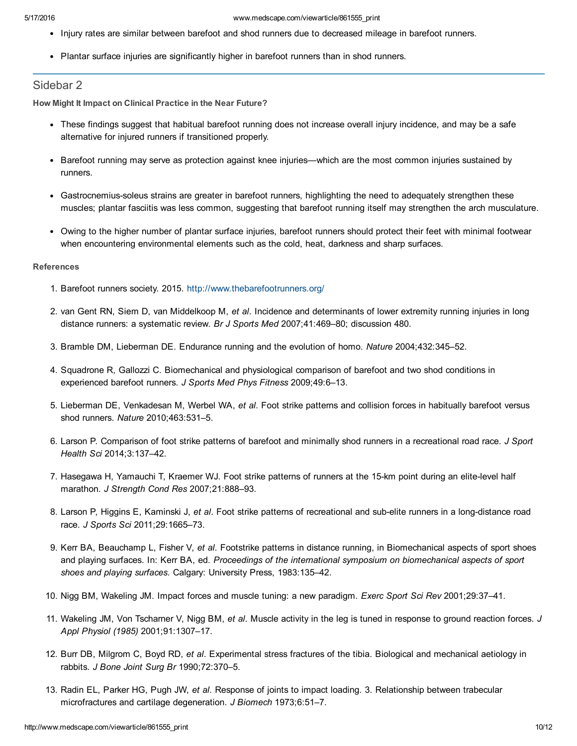- Injury rates are similar between barefoot and shod runners due to decreased mileage in barefoot runners.
- Plantar surface injuries are significantly higher in barefoot runners than in shod runners.

## Sidebar 2

**How Might It Impact on Clinical Practice in the Near Future?**

- These findings suggest that habitual barefoot running does not increase overall injury incidence, and may be a safe alternative for injured runners if transitioned properly.
- Barefoot running may serve as protection against knee injuries—which are the most common injuries sustained by runners.
- Gastrocnemius-soleus strains are greater in barefoot runners, highlighting the need to adequately strengthen these muscles; plantar fasciitis was less common, suggesting that barefoot running itself may strengthen the arch musculature.
- Owing to the higher number of plantar surface injuries, barefoot runners should protect their feet with minimal footwear when encountering environmental elements such as the cold, heat, darkness and sharp surfaces.

### References

1. Barefoot runners society. 2015. http://www.thebarefootrunners.org/
2. van Gent RN, Siem D, van Middelkoop M, *et al*. Incidence and determinants of lower extremity running injuries in long distance runners: a systematic review. *Br J Sports Med* 2007;41:469–80; discussion 480.
3. Bramble DM, Lieberman DE. Endurance running and the evolution of homo. *Nature* 2004;432:345–52.
4. Squadrone R, Gallozzi C. Biomechanical and physiological comparison of barefoot and two shod conditions in experienced barefoot runners. *J Sports Med Phys Fitness* 2009;49:6–13.
5. Lieberman DE, Venkadesan M, Werbel WA, *et al*. Foot strike patterns and collision forces in habitually barefoot versus shod runners. *Nature* 2010;463:531–5.
6. Larson P. Comparison of foot strike patterns of barefoot and minimally shod runners in a recreational road race. *J Sport Health Sci* 2014;3:137–42.
7. Hasegawa H, Yamauchi T, Kraemer WJ. Foot strike patterns of runners at the 15-km point during an elite-level half marathon. *J Strength Cond Res* 2007;21:888–93.
8. Larson P, Higgins E, Kaminski J, *et al*. Foot strike patterns of recreational and sub-elite runners in a long-distance road race. *J Sports Sci* 2011;29:1665–73.
9. Kerr BA, Beauchamp L, Fisher V, *et al*. Footstrike patterns in distance running, in Biomechanical aspects of sport shoes and playing surfaces. In: Kerr BA, ed. *Proceedings of the international symposium on biomechanical aspects of sport shoes and playing surfaces*. Calgary: University Press, 1983:135–42.
10. Nigg BM, Wakeling JM. Impact forces and muscle tuning: a new paradigm. *Exerc Sport Sci Rev* 2001;29:37–41.
11. Wakeling JM, Von Tscharner V, Nigg BM, *et al*. Muscle activity in the leg is tuned in response to ground reaction forces. *J Appl Physiol (1985)* 2001;91:1307–17.
12. Burr DB, Milgrom C, Boyd RD, *et al*. Experimental stress fractures of the tibia. Biological and mechanical aetiology in rabbits. *J Bone Joint Surg Br* 1990;72:370–5.
13. Radin EL, Parker HG, Pugh JW, *et al*. Response of joints to impact loading. 3. Relationship between trabecular microfractures and cartilage degeneration. *J Biomech* 1973;6:51–7.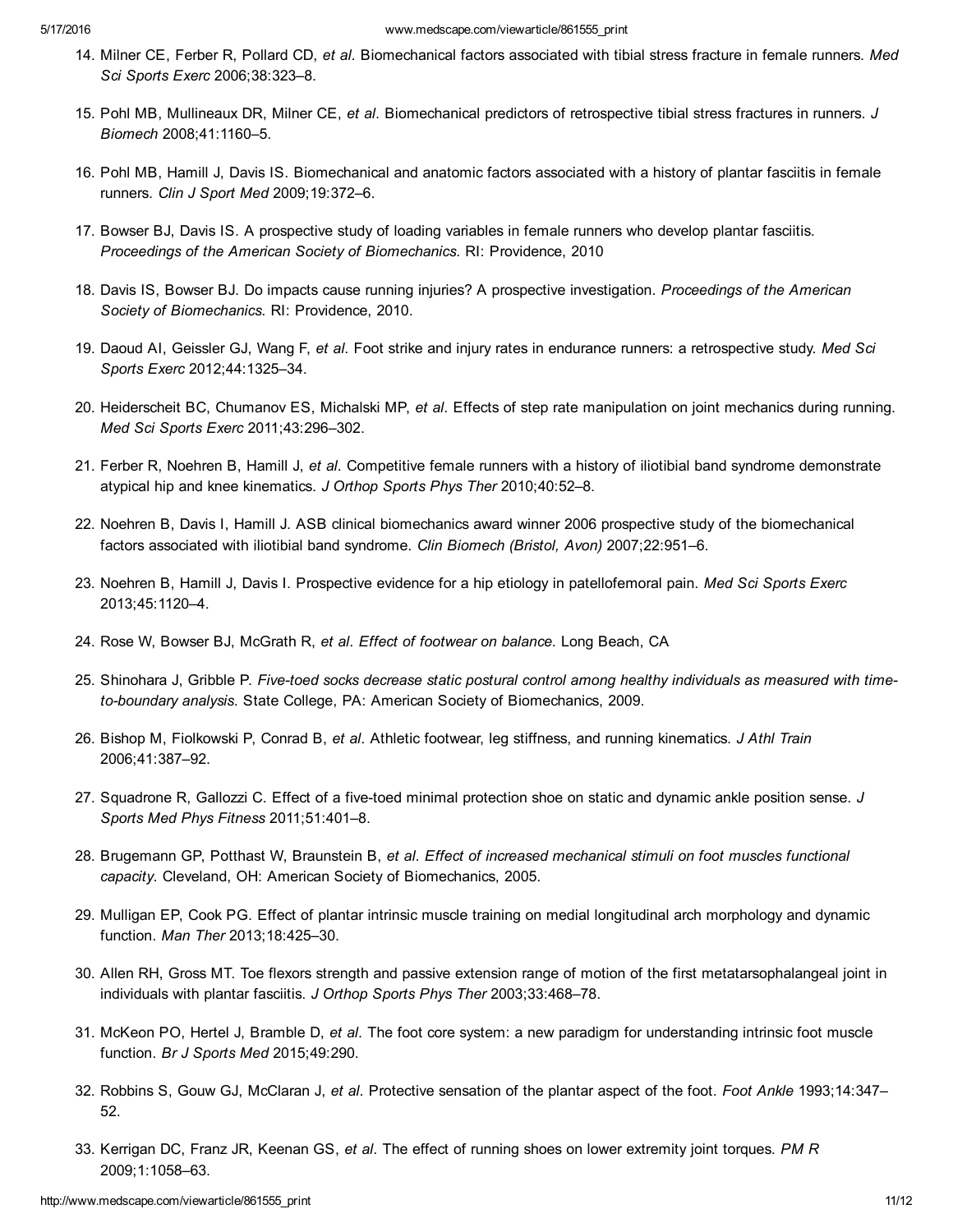14. Milner CE, Ferber R, Pollard CD, *et al*. Biomechanical factors associated with tibial stress fracture in female runners. *Med Sci Sports Exerc* 2006;38:323–8.

15. Pohl MB, Mullineaux DR, Milner CE, *et al*. Biomechanical predictors of retrospective tibial stress fractures in runners. *J Biomech* 2008;41:1160–5.

16. Pohl MB, Hamill J, Davis IS. Biomechanical and anatomic factors associated with a history of plantar fasciitis in female runners. *Clin J Sport Med* 2009;19:372–6.

17. Bowser BJ, Davis IS. A prospective study of loading variables in female runners who develop plantar fasciitis. *Proceedings of the American Society of Biomechanics*. RI: Providence, 2010

18. Davis IS, Bowser BJ. Do impacts cause running injuries? A prospective investigation. *Proceedings of the American Society of Biomechanics*. RI: Providence, 2010.

19. Daoud AI, Geissler GJ, Wang F, *et al*. Foot strike and injury rates in endurance runners: a retrospective study. *Med Sci Sports Exerc* 2012;44:1325–34.

20. Heiderscheit BC, Chumanov ES, Michalski MP, *et al*. Effects of step rate manipulation on joint mechanics during running. *Med Sci Sports Exerc* 2011;43:296–302.

21. Ferber R, Noehren B, Hamill J, *et al*. Competitive female runners with a history of iliotibial band syndrome demonstrate atypical hip and knee kinematics. *J Orthop Sports Phys Ther* 2010;40:52–8.

22. Noehren B, Davis I, Hamill J. ASB clinical biomechanics award winner 2006 prospective study of the biomechanical factors associated with iliotibial band syndrome. *Clin Biomech (Bristol, Avon)* 2007;22:951–6.

23. Noehren B, Hamill J, Davis I. Prospective evidence for a hip etiology in patellofemoral pain. *Med Sci Sports Exerc* 2013;45:1120–4.

24. Rose W, Bowser BJ, McGrath R, *et al*. *Effect of footwear on balance*. Long Beach, CA

25. Shinohara J, Gribble P. *Five-toed socks decrease static postural control among healthy individuals as measured with time-to-boundary analysis*. State College, PA: American Society of Biomechanics, 2009.

26. Bishop M, Fiolkowski P, Conrad B, *et al*. Athletic footwear, leg stiffness, and running kinematics. *J Athl Train* 2006;41:387–92.

27. Squadrone R, Gallozzi C. Effect of a five-toed minimal protection shoe on static and dynamic ankle position sense. *J Sports Med Phys Fitness* 2011;51:401–8.

28. Brugemann GP, Potthast W, Braunstein B, *et al*. *Effect of increased mechanical stimuli on foot muscles functional capacity*. Cleveland, OH: American Society of Biomechanics, 2005.

29. Mulligan EP, Cook PG. Effect of plantar intrinsic muscle training on medial longitudinal arch morphology and dynamic function. *Man Ther* 2013;18:425–30.

30. Allen RH, Gross MT. Toe flexors strength and passive extension range of motion of the first metatarsophalangeal joint in individuals with plantar fasciitis. *J Orthop Sports Phys Ther* 2003;33:468–78.

31. McKeon PO, Hertel J, Bramble D, *et al*. The foot core system: a new paradigm for understanding intrinsic foot muscle function. *Br J Sports Med* 2015;49:290.

32. Robbins S, Gouw GJ, McClaran J, *et al*. Protective sensation of the plantar aspect of the foot. *Foot Ankle* 1993;14:347–52.

33. Kerrigan DC, Franz JR, Keenan GS, *et al*. The effect of running shoes on lower extremity joint torques. *PM R* 2009;1:1058–63.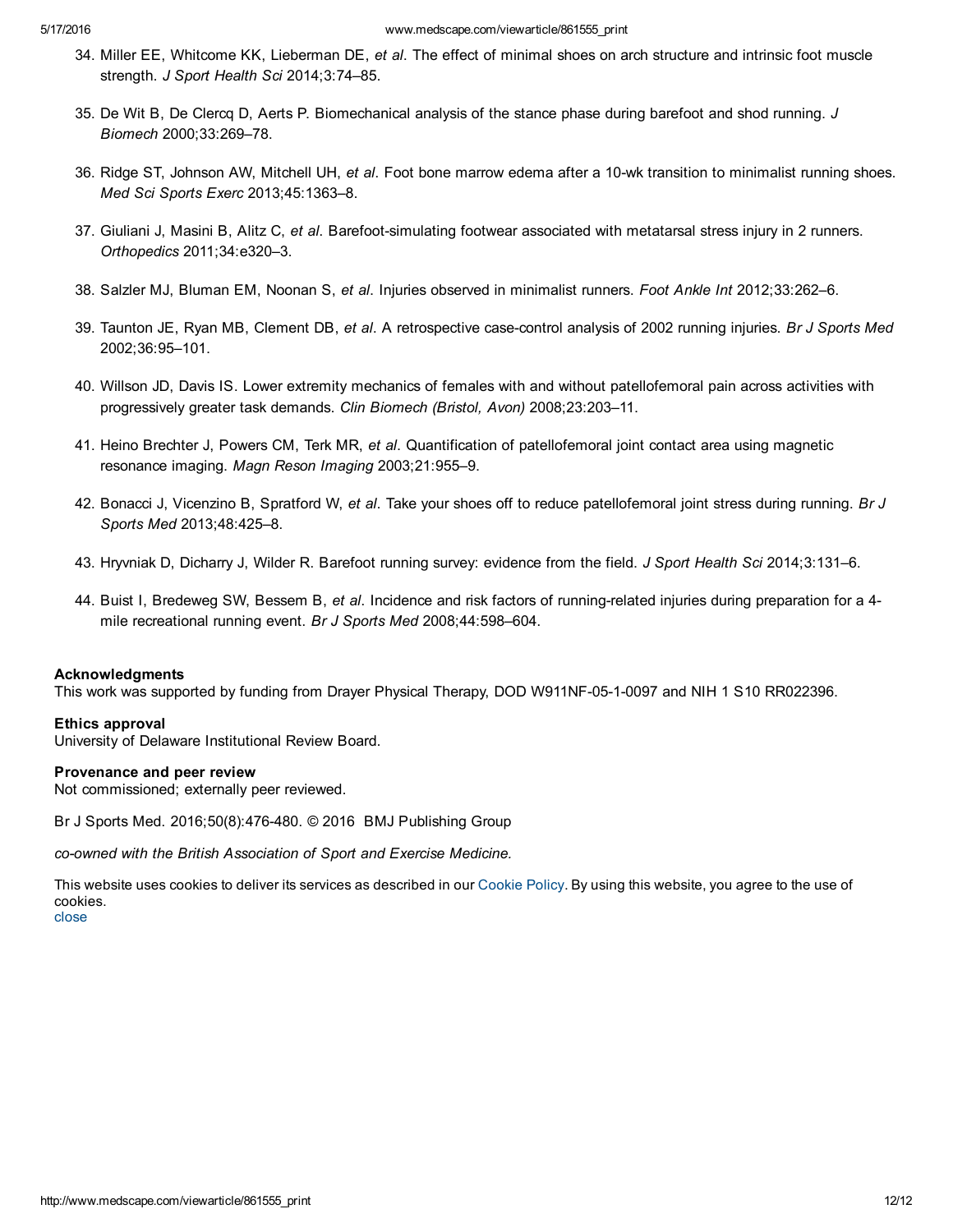34. Miller EE, Whitcome KK, Lieberman DE, *et al*. The effect of minimal shoes on arch structure and intrinsic foot muscle strength. *J Sport Health Sci* 2014;3:74–85.

35. De Wit B, De Clercq D, Aerts P. Biomechanical analysis of the stance phase during barefoot and shod running. *J Biomech* 2000;33:269–78.

36. Ridge ST, Johnson AW, Mitchell UH, *et al*. Foot bone marrow edema after a 10-wk transition to minimalist running shoes. *Med Sci Sports Exerc* 2013;45:1363–8.

37. Giuliani J, Masini B, Alitz C, *et al*. Barefoot-simulating footwear associated with metatarsal stress injury in 2 runners. *Orthopedics* 2011;34:e320–3.

38. Salzler MJ, Bluman EM, Noonan S, *et al*. Injuries observed in minimalist runners. *Foot Ankle Int* 2012;33:262–6.

39. Taunton JE, Ryan MB, Clement DB, *et al*. A retrospective case-control analysis of 2002 running injuries. *Br J Sports Med* 2002;36:95–101.

40. Willson JD, Davis IS. Lower extremity mechanics of females with and without patellofemoral pain across activities with progressively greater task demands. *Clin Biomech (Bristol, Avon)* 2008;23:203–11.

41. Heino Brechter J, Powers CM, Terk MR, *et al*. Quantification of patellofemoral joint contact area using magnetic resonance imaging. *Magn Reson Imaging* 2003;21:955–9.

42. Bonacci J, Vicenzino B, Spratford W, *et al*. Take your shoes off to reduce patellofemoral joint stress during running. *Br J Sports Med* 2013;48:425–8.

43. Hryvniak D, Dicharry J, Wilder R. Barefoot running survey: evidence from the field. *J Sport Health Sci* 2014;3:131–6.

44. Buist I, Bredeweg SW, Bessem B, *et al*. Incidence and risk factors of running-related injuries during preparation for a 4-mile recreational running event. *Br J Sports Med* 2008;44:598–604.

**Acknowledgments**
This work was supported by funding from Drayer Physical Therapy, DOD W911NF-05-1-0097 and NIH 1 S10 RR022396.

**Ethics approval**
University of Delaware Institutional Review Board.

**Provenance and peer review**
Not commissioned; externally peer reviewed.

Br J Sports Med. 2016;50(8):476-480. © 2016 BMJ Publishing Group

*co-owned with the British Association of Sport and Exercise Medicine.*

This website uses cookies to deliver its services as described in our Cookie Policy. By using this website, you agree to the use of cookies.
close